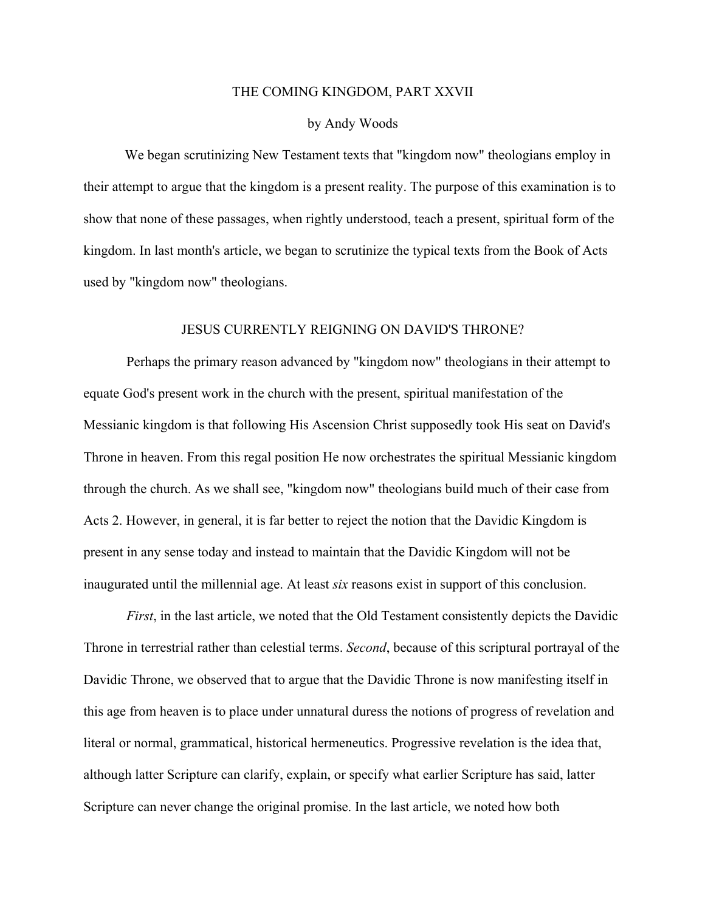# THE COMING KINGDOM, PART XXVII

by Andy Woods

We began scrutinizing New Testament texts that "kingdom now" theologians employ in their attempt to argue that the kingdom is a present reality. The purpose of this examination is to show that none of these passages, when rightly understood, teach a present, spiritual form of the kingdom. In last month's article, we began to scrutinize the typical texts from the Book of Acts used by "kingdom now" theologians.

## JESUS CURRENTLY REIGNING ON DAVID'S THRONE?

Perhaps the primary reason advanced by "kingdom now" theologians in their attempt to equate God's present work in the church with the present, spiritual manifestation of the Messianic kingdom is that following His Ascension Christ supposedly took His seat on David's Throne in heaven. From this regal position He now orchestrates the spiritual Messianic kingdom through the church. As we shall see, "kingdom now" theologians build much of their case from Acts 2. However, in general, it is far better to reject the notion that the Davidic Kingdom is present in any sense today and instead to maintain that the Davidic Kingdom will not be inaugurated until the millennial age. At least *six* reasons exist in support of this conclusion.

*First*, in the last article, we noted that the Old Testament consistently depicts the Davidic Throne in terrestrial rather than celestial terms. *Second*, because of this scriptural portrayal of the Davidic Throne, we observed that to argue that the Davidic Throne is now manifesting itself in this age from heaven is to place under unnatural duress the notions of progress of revelation and literal or normal, grammatical, historical hermeneutics. Progressive revelation is the idea that, although latter Scripture can clarify, explain, or specify what earlier Scripture has said, latter Scripture can never change the original promise. In the last article, we noted how both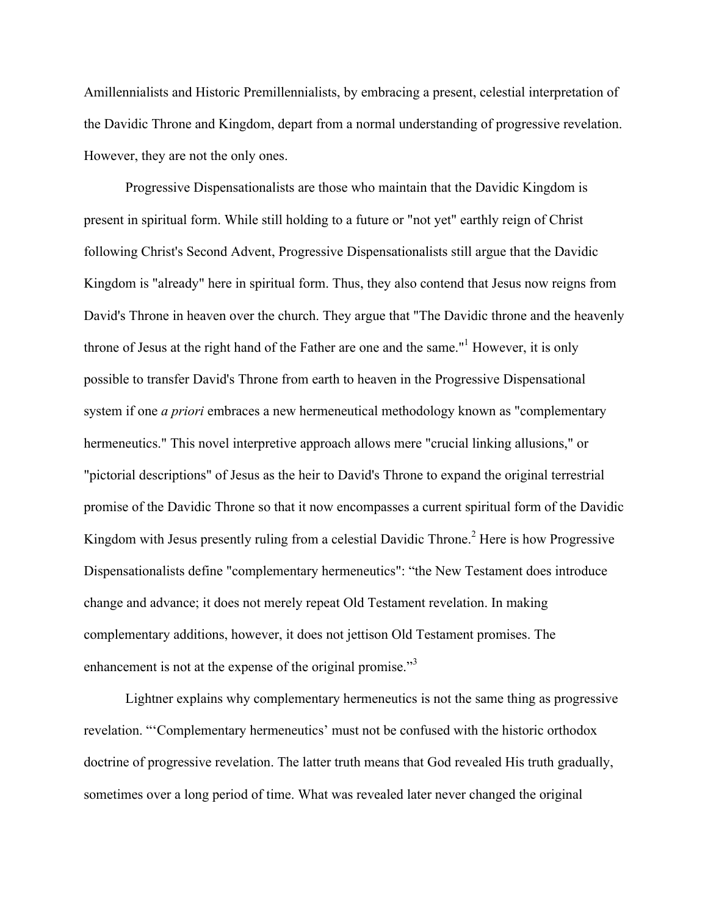Amillennialists and Historic Premillennialists, by embracing a present, celestial interpretation of the Davidic Throne and Kingdom, depart from a normal understanding of progressive revelation. However, they are not the only ones.

Progressive Dispensationalists are those who maintain that the Davidic Kingdom is present in spiritual form. While still holding to a future or "not yet" earthly reign of Christ following Christ's Second Advent, Progressive Dispensationalists still argue that the Davidic Kingdom is "already" here in spiritual form. Thus, they also contend that Jesus now reigns from David's Throne in heaven over the church. They argue that "The Davidic throne and the heavenly throne of Jesus at the right hand of the Father are one and the same."[1] However, it is only possible to transfer David's Throne from earth to heaven in the Progressive Dispensational system if one *a priori* embraces a new hermeneutical methodology known as "complementary hermeneutics." This novel interpretive approach allows mere "crucial linking allusions," or "pictorial descriptions" of Jesus as the heir to David's Throne to expand the original terrestrial promise of the Davidic Throne so that it now encompasses a current spiritual form of the Davidic Kingdom with Jesus presently ruling from a celestial Davidic Throne.[2] Here is how Progressive Dispensationalists define "complementary hermeneutics": "the New Testament does introduce change and advance; it does not merely repeat Old Testament revelation. In making complementary additions, however, it does not jettison Old Testament promises. The enhancement is not at the expense of the original promise."[3]

Lightner explains why complementary hermeneutics is not the same thing as progressive revelation. "'Complementary hermeneutics' must not be confused with the historic orthodox doctrine of progressive revelation. The latter truth means that God revealed His truth gradually, sometimes over a long period of time. What was revealed later never changed the original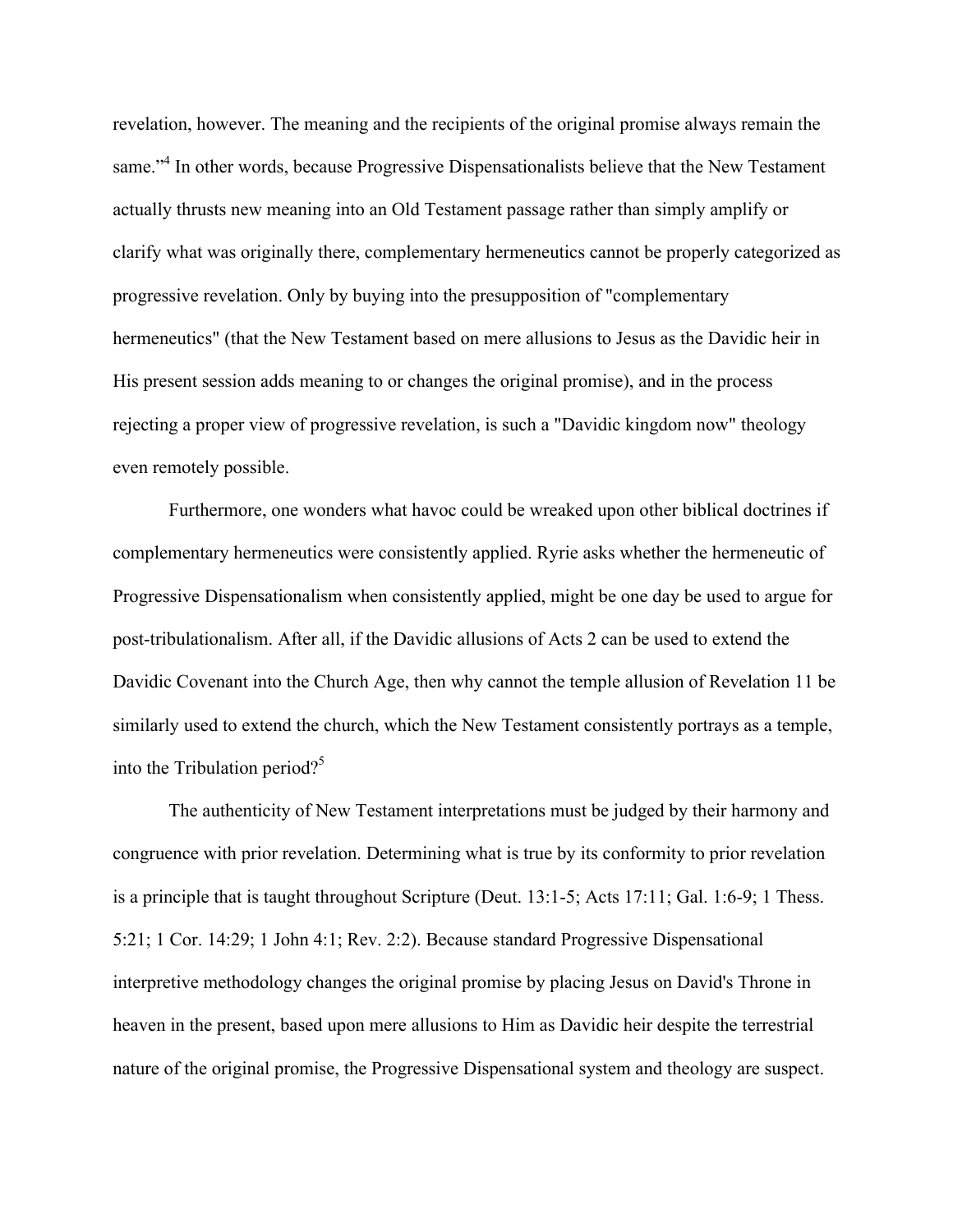revelation, however. The meaning and the recipients of the original promise always remain the same."[4] In other words, because Progressive Dispensationalists believe that the New Testament actually thrusts new meaning into an Old Testament passage rather than simply amplify or clarify what was originally there, complementary hermeneutics cannot be properly categorized as progressive revelation. Only by buying into the presupposition of "complementary hermeneutics" (that the New Testament based on mere allusions to Jesus as the Davidic heir in His present session adds meaning to or changes the original promise), and in the process rejecting a proper view of progressive revelation, is such a "Davidic kingdom now" theology even remotely possible.

Furthermore, one wonders what havoc could be wreaked upon other biblical doctrines if complementary hermeneutics were consistently applied. Ryrie asks whether the hermeneutic of Progressive Dispensationalism when consistently applied, might be one day be used to argue for post-tribulationalism. After all, if the Davidic allusions of Acts 2 can be used to extend the Davidic Covenant into the Church Age, then why cannot the temple allusion of Revelation 11 be similarly used to extend the church, which the New Testament consistently portrays as a temple, into the Tribulation period?[5]

The authenticity of New Testament interpretations must be judged by their harmony and congruence with prior revelation. Determining what is true by its conformity to prior revelation is a principle that is taught throughout Scripture (Deut. 13:1-5; Acts 17:11; Gal. 1:6-9; 1 Thess. 5:21; 1 Cor. 14:29; 1 John 4:1; Rev. 2:2). Because standard Progressive Dispensational interpretive methodology changes the original promise by placing Jesus on David's Throne in heaven in the present, based upon mere allusions to Him as Davidic heir despite the terrestrial nature of the original promise, the Progressive Dispensational system and theology are suspect.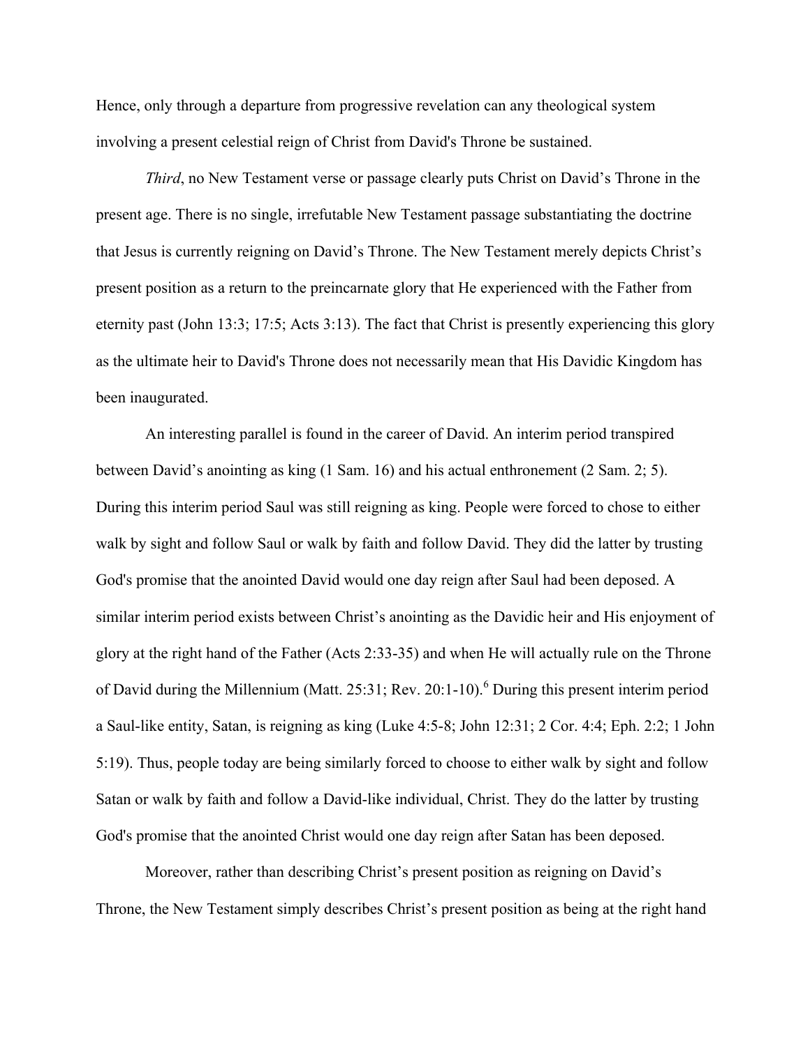Hence, only through a departure from progressive revelation can any theological system involving a present celestial reign of Christ from David's Throne be sustained.

*Third*, no New Testament verse or passage clearly puts Christ on David's Throne in the present age. There is no single, irrefutable New Testament passage substantiating the doctrine that Jesus is currently reigning on David's Throne. The New Testament merely depicts Christ's present position as a return to the preincarnate glory that He experienced with the Father from eternity past (John 13:3; 17:5; Acts 3:13). The fact that Christ is presently experiencing this glory as the ultimate heir to David's Throne does not necessarily mean that His Davidic Kingdom has been inaugurated.

An interesting parallel is found in the career of David. An interim period transpired between David's anointing as king (1 Sam. 16) and his actual enthronement (2 Sam. 2; 5). During this interim period Saul was still reigning as king. People were forced to chose to either walk by sight and follow Saul or walk by faith and follow David. They did the latter by trusting God's promise that the anointed David would one day reign after Saul had been deposed. A similar interim period exists between Christ's anointing as the Davidic heir and His enjoyment of glory at the right hand of the Father (Acts 2:33-35) and when He will actually rule on the Throne of David during the Millennium (Matt. 25:31; Rev. 20:1-10).[6] During this present interim period a Saul-like entity, Satan, is reigning as king (Luke 4:5-8; John 12:31; 2 Cor. 4:4; Eph. 2:2; 1 John 5:19). Thus, people today are being similarly forced to choose to either walk by sight and follow Satan or walk by faith and follow a David-like individual, Christ. They do the latter by trusting God's promise that the anointed Christ would one day reign after Satan has been deposed.

Moreover, rather than describing Christ's present position as reigning on David's Throne, the New Testament simply describes Christ's present position as being at the right hand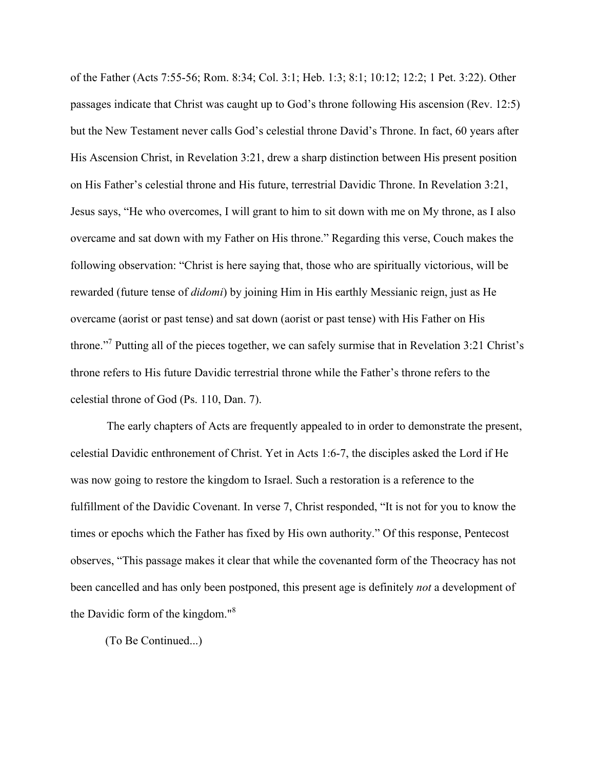of the Father (Acts 7:55-56; Rom. 8:34; Col. 3:1; Heb. 1:3; 8:1; 10:12; 12:2; 1 Pet. 3:22). Other passages indicate that Christ was caught up to God's throne following His ascension (Rev. 12:5) but the New Testament never calls God's celestial throne David's Throne. In fact, 60 years after His Ascension Christ, in Revelation 3:21, drew a sharp distinction between His present position on His Father's celestial throne and His future, terrestrial Davidic Throne. In Revelation 3:21, Jesus says, "He who overcomes, I will grant to him to sit down with me on My throne, as I also overcame and sat down with my Father on His throne." Regarding this verse, Couch makes the following observation: "Christ is here saying that, those who are spiritually victorious, will be rewarded (future tense of *didomi*) by joining Him in His earthly Messianic reign, just as He overcame (aorist or past tense) and sat down (aorist or past tense) with His Father on His throne."[7] Putting all of the pieces together, we can safely surmise that in Revelation 3:21 Christ's throne refers to His future Davidic terrestrial throne while the Father's throne refers to the celestial throne of God (Ps. 110, Dan. 7).

The early chapters of Acts are frequently appealed to in order to demonstrate the present, celestial Davidic enthronement of Christ. Yet in Acts 1:6-7, the disciples asked the Lord if He was now going to restore the kingdom to Israel. Such a restoration is a reference to the fulfillment of the Davidic Covenant. In verse 7, Christ responded, "It is not for you to know the times or epochs which the Father has fixed by His own authority." Of this response, Pentecost observes, "This passage makes it clear that while the covenanted form of the Theocracy has not been cancelled and has only been postponed, this present age is definitely *not* a development of the Davidic form of the kingdom."[8]

(To Be Continued...)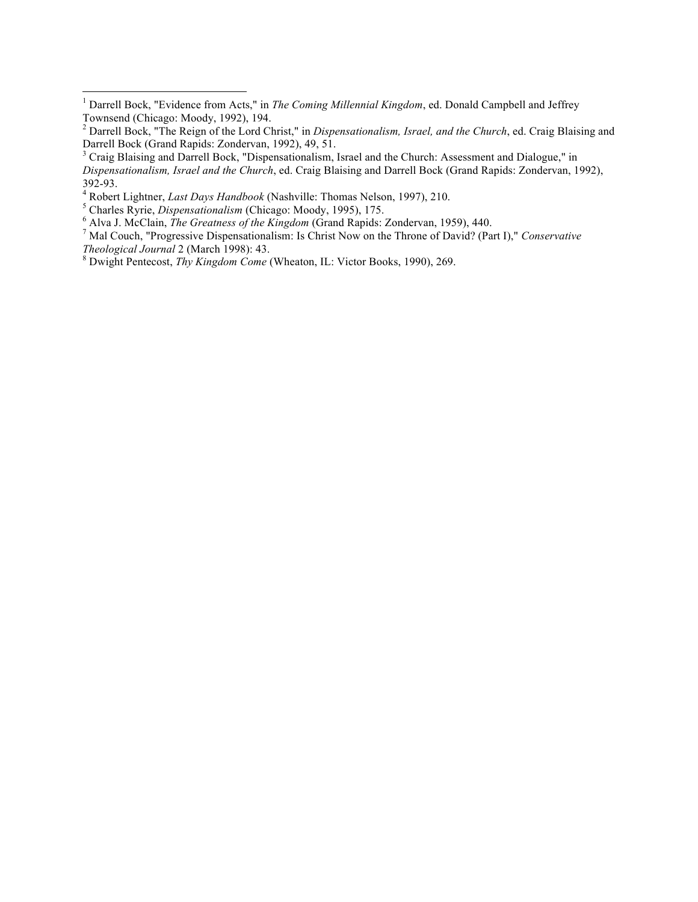[1] Darrell Bock, "Evidence from Acts," in *The Coming Millennial Kingdom*, ed. Donald Campbell and Jeffrey Townsend (Chicago: Moody, 1992), 194.

[2] Darrell Bock, "The Reign of the Lord Christ," in *Dispensationalism, Israel, and the Church*, ed. Craig Blaising and Darrell Bock (Grand Rapids: Zondervan, 1992), 49, 51.

[3] Craig Blaising and Darrell Bock, "Dispensationalism, Israel and the Church: Assessment and Dialogue," in *Dispensationalism, Israel and the Church*, ed. Craig Blaising and Darrell Bock (Grand Rapids: Zondervan, 1992), 392-93.

[4] Robert Lightner, *Last Days Handbook* (Nashville: Thomas Nelson, 1997), 210.

[5] Charles Ryrie, *Dispensationalism* (Chicago: Moody, 1995), 175.

[6] Alva J. McClain, *The Greatness of the Kingdom* (Grand Rapids: Zondervan, 1959), 440.

[7] Mal Couch, "Progressive Dispensationalism: Is Christ Now on the Throne of David? (Part I)," *Conservative Theological Journal* 2 (March 1998): 43.

[8] Dwight Pentecost, *Thy Kingdom Come* (Wheaton, IL: Victor Books, 1990), 269.